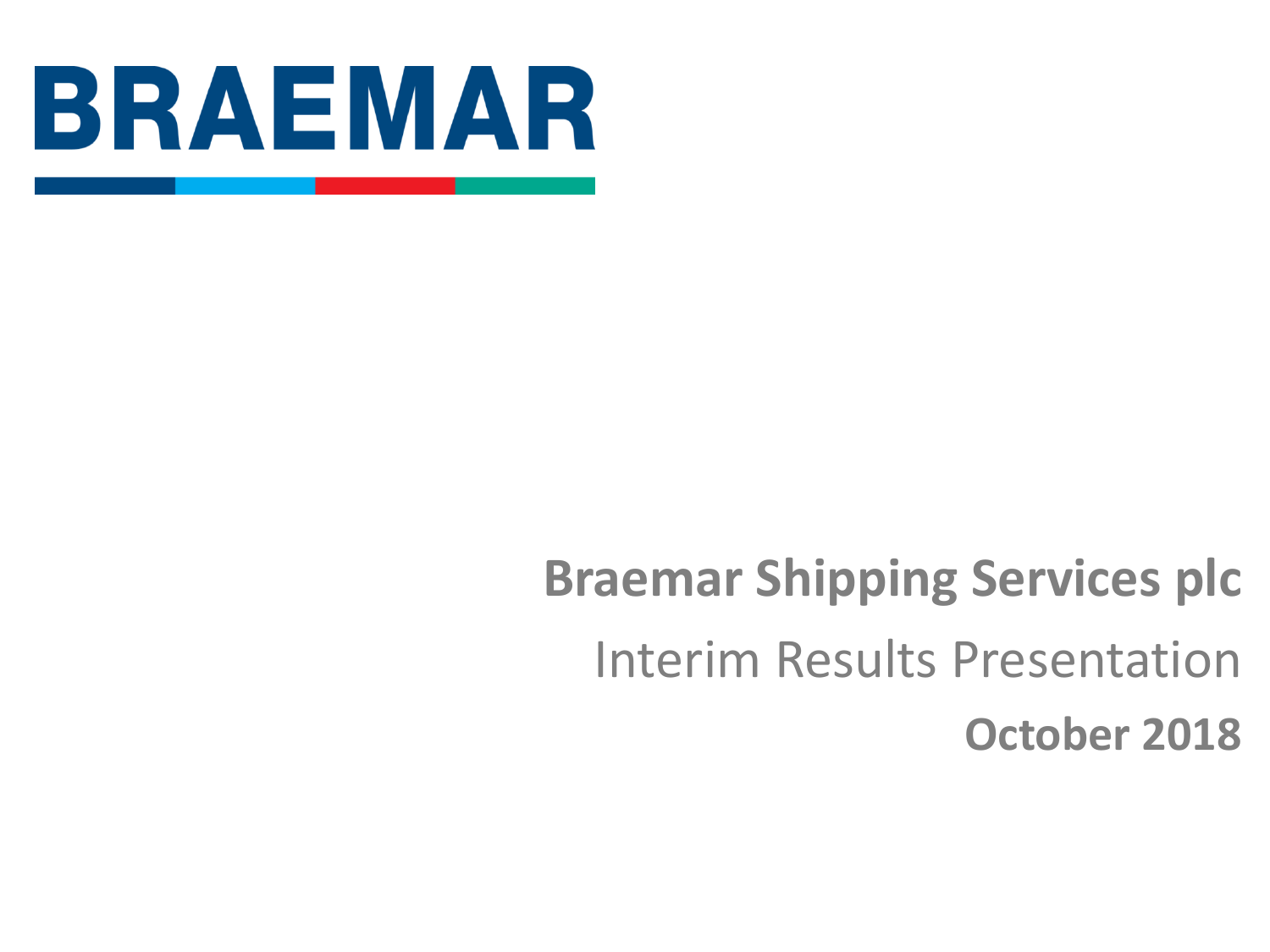# BRAEMAR

**Braemar Shipping Services plc**

Interim Results Presentation

**October 2018**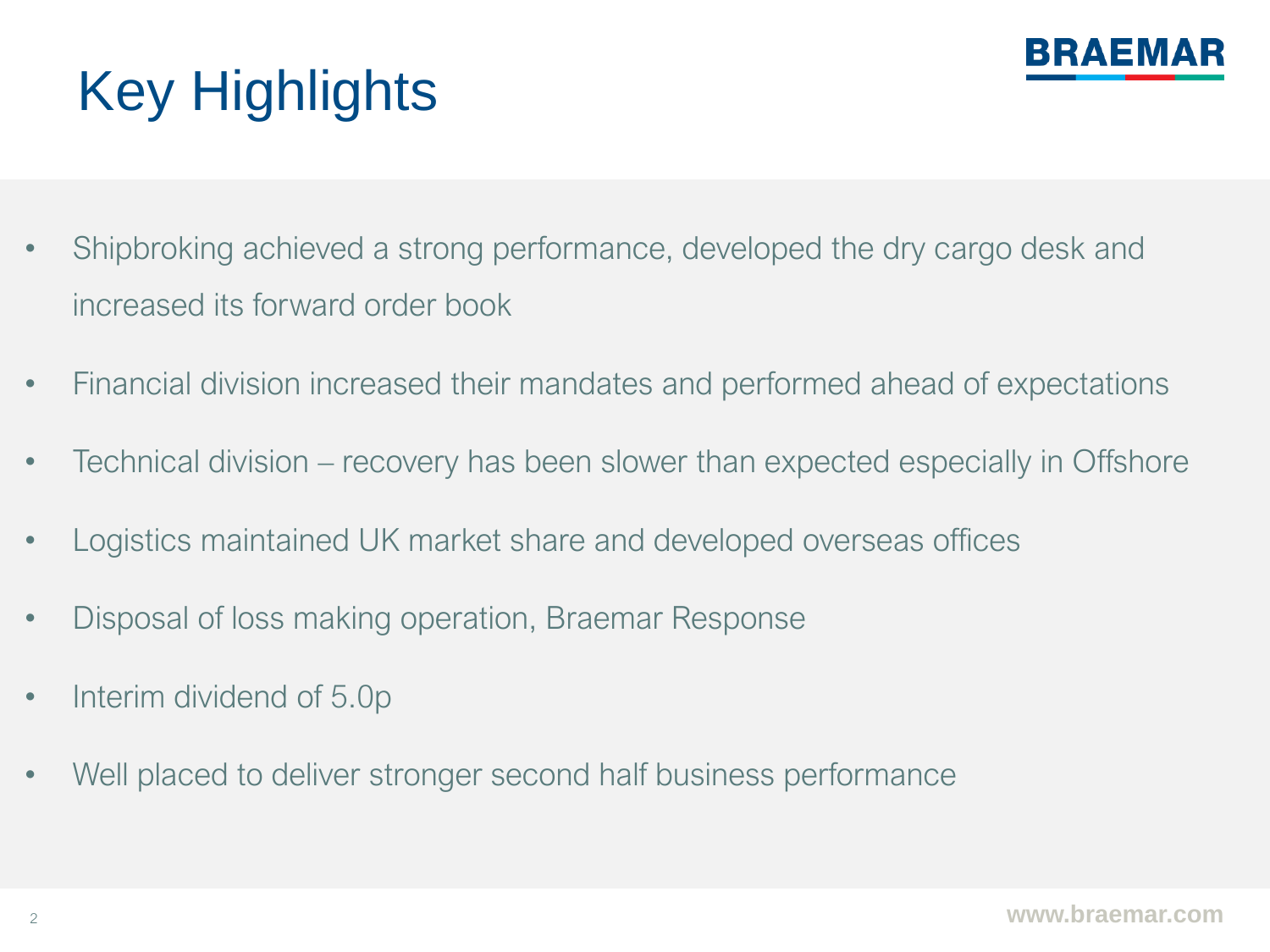# Key Highlights

- Shipbroking achieved a strong performance, developed the dry cargo desk and increased its forward order book
- Financial division increased their mandates and performed ahead of expectations
- Technical division – recovery has been slower than expected especially in Offshore
- Logistics maintained UK market share and developed overseas offices
- Disposal of loss making operation, Braemar Response
- Interim dividend of 5.0p
- Well placed to deliver stronger second half business performance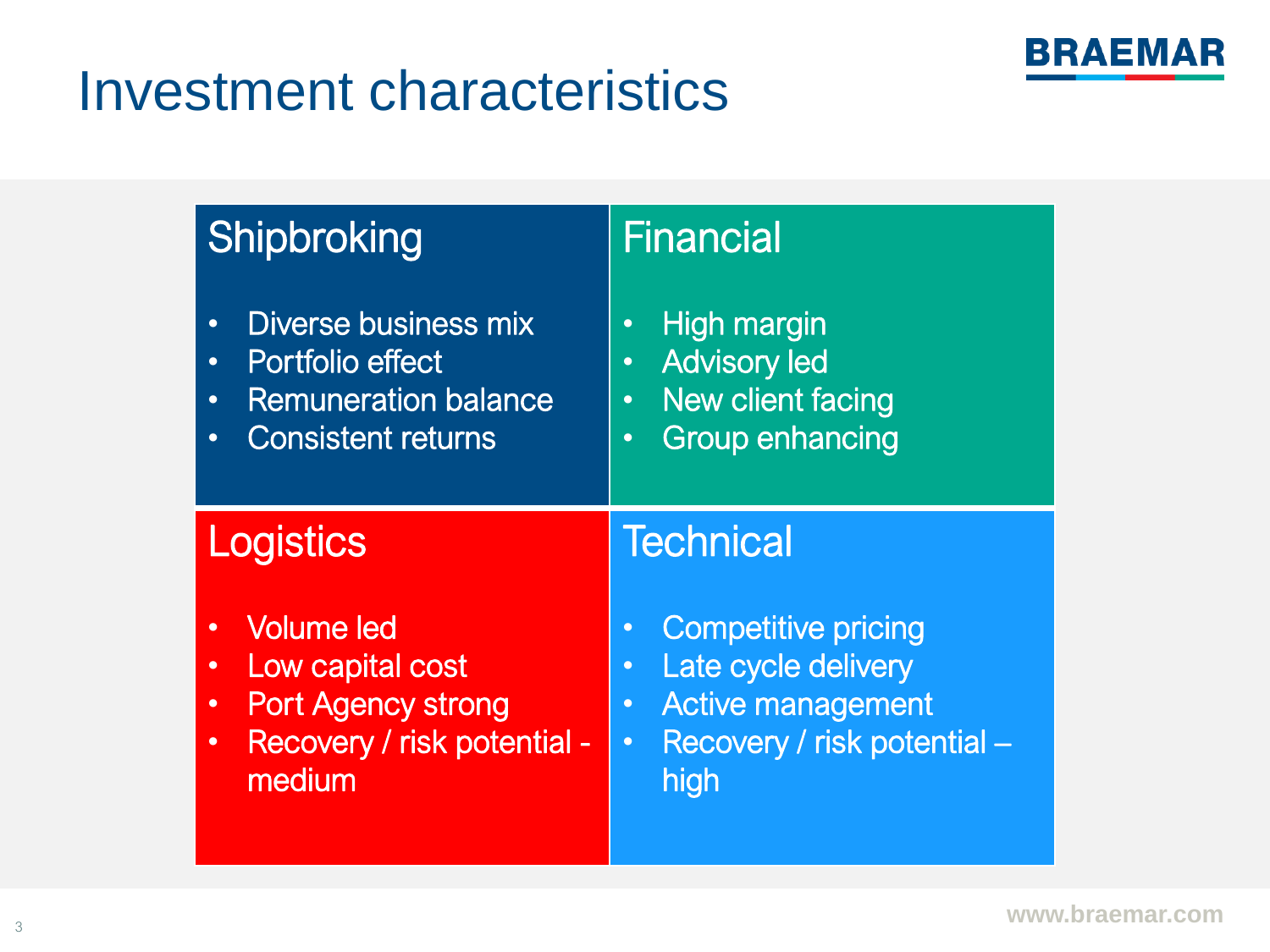# Investment characteristics

## Shipbroking

- Diverse business mix
- Portfolio effect
- Remuneration balance
- Consistent returns

## Financial

- High margin
- Advisory led
- New client facing
- Group enhancing

## Logistics

- Volume led
- Low capital cost
- Port Agency strong
- Recovery / risk potential - medium

## Technical

- Competitive pricing
- Late cycle delivery
- Active management
- Recovery / risk potential – high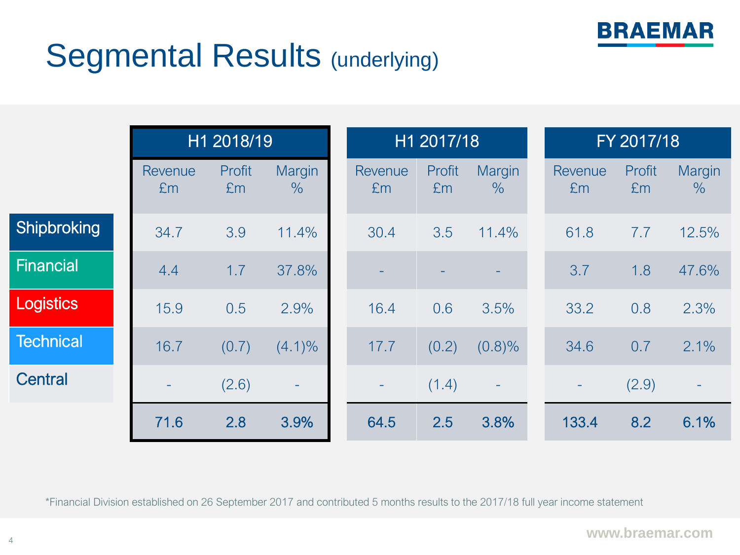# Segmental Results (underlying)

| | H1 2018/19 | | | H1 2017/18 | | | FY 2017/18 | | |
|---|---|---|---|---|---|---|---|---|---|
| | Revenue £m | Profit £m | Margin % | Revenue £m | Profit £m | Margin % | Revenue £m | Profit £m | Margin % |
| Shipbroking | 34.7 | 3.9 | 11.4% | 30.4 | 3.5 | 11.4% | 61.8 | 7.7 | 12.5% |
| Financial | 4.4 | 1.7 | 37.8% | - | - | - | 3.7 | 1.8 | 47.6% |
| Logistics | 15.9 | 0.5 | 2.9% | 16.4 | 0.6 | 3.5% | 33.2 | 0.8 | 2.3% |
| Technical | 16.7 | (0.7) | (4.1)% | 17.7 | (0.2) | (0.8)% | 34.6 | 0.7 | 2.1% |
| Central | - | (2.6) | - | - | (1.4) | - | - | (2.9) | - |
| | **71.6** | **2.8** | **3.9%** | **64.5** | **2.5** | **3.8%** | **133.4** | **8.2** | **6.1%** |

*Financial Division established on 26 September 2017 and contributed 5 months results to the 2017/18 full year income statement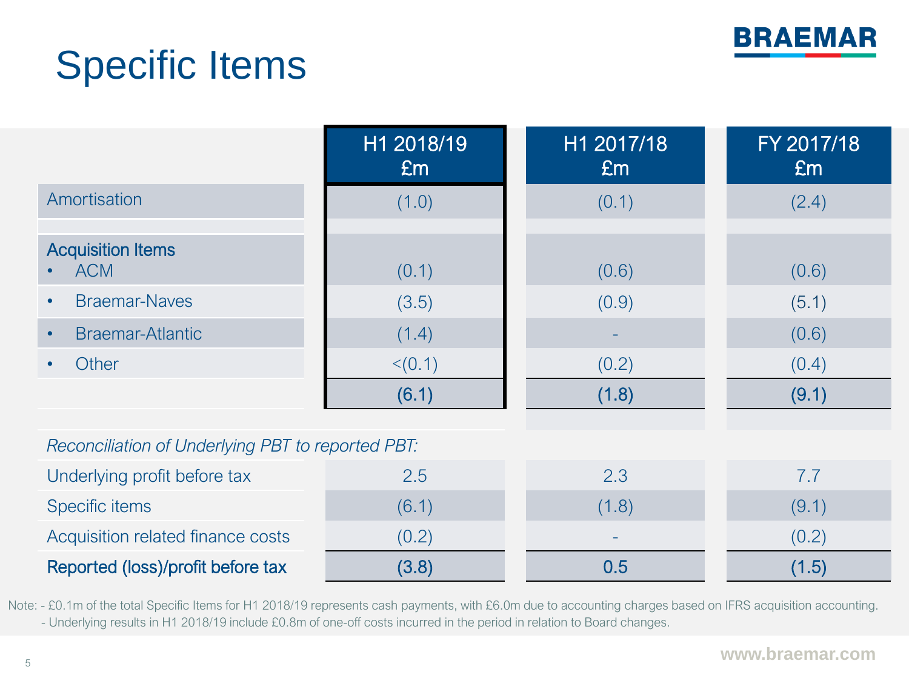# Specific Items

| | H1 2018/19 £m | H1 2017/18 £m | FY 2017/18 £m |
|---|---|---|---|
| Amortisation | (1.0) | (0.1) | (2.4) |
| | | | |
| **Acquisition Items** | | | |
| • ACM | (0.1) | (0.6) | (0.6) |
| • Braemar-Naves | (3.5) | (0.9) | (5.1) |
| • Braemar-Atlantic | (1.4) | - | (0.6) |
| • Other | <(0.1) | (0.2) | (0.4) |
| | **(6.1)** | **(1.8)** | **(9.1)** |
| | | | |
| *Reconciliation of Underlying PBT to reported PBT:* | | | |
| Underlying profit before tax | 2.5 | 2.3 | 7.7 |
| Specific items | (6.1) | (1.8) | (9.1) |
| Acquisition related finance costs | (0.2) | - | (0.2) |
| **Reported (loss)/profit before tax** | **(3.8)** | **0.5** | **(1.5)** |

Note: - £0.1m of the total Specific Items for H1 2018/19 represents cash payments, with £6.0m due to accounting charges based on IFRS acquisition accounting.
- Underlying results in H1 2018/19 include £0.8m of one-off costs incurred in the period in relation to Board changes.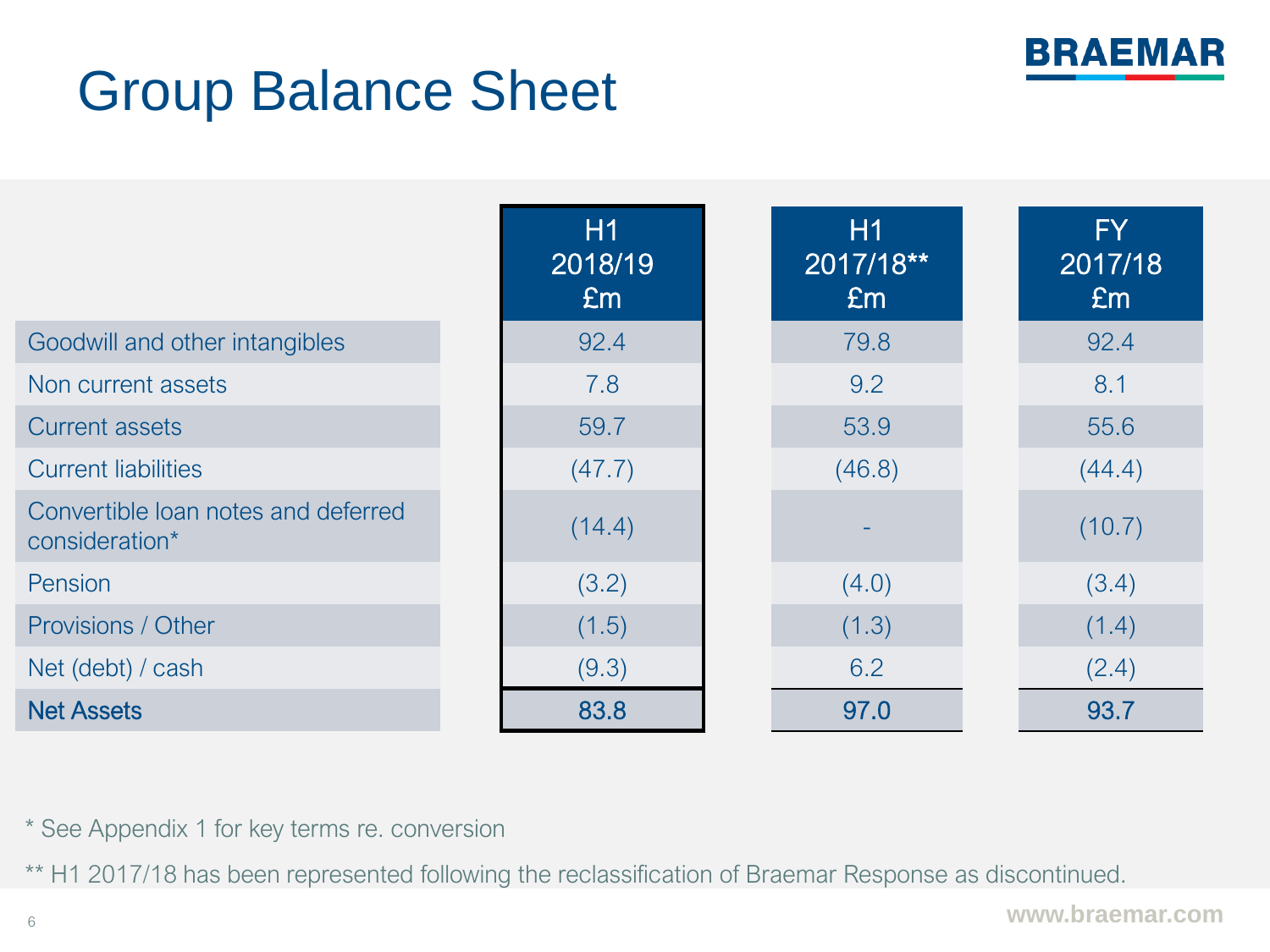# Group Balance Sheet

| | H1 2018/19 £m | H1 2017/18** £m | FY 2017/18 £m |
|---|---|---|---|
| Goodwill and other intangibles | 92.4 | 79.8 | 92.4 |
| Non current assets | 7.8 | 9.2 | 8.1 |
| Current assets | 59.7 | 53.9 | 55.6 |
| Current liabilities | (47.7) | (46.8) | (44.4) |
| Convertible loan notes and deferred consideration* | (14.4) | - | (10.7) |
| Pension | (3.2) | (4.0) | (3.4) |
| Provisions / Other | (1.5) | (1.3) | (1.4) |
| Net (debt) / cash | (9.3) | 6.2 | (2.4) |
| **Net Assets** | **83.8** | **97.0** | **93.7** |

* See Appendix 1 for key terms re. conversion

** H1 2017/18 has been represented following the reclassification of Braemar Response as discontinued.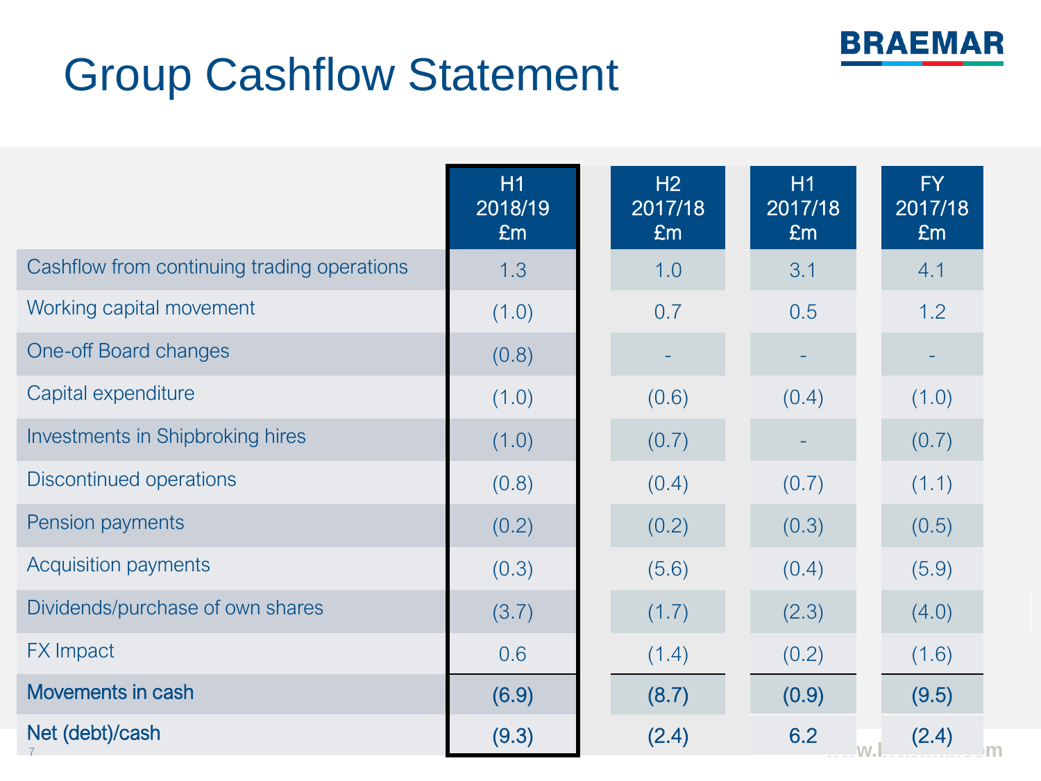# Group Cashflow Statement

| | H1 2018/19 £m | H2 2017/18 £m | H1 2017/18 £m | FY 2017/18 £m |
|---|---|---|---|---|
| Cashflow from continuing trading operations | 1.3 | 1.0 | 3.1 | 4.1 |
| Working capital movement | (1.0) | 0.7 | 0.5 | 1.2 |
| One-off Board changes | (0.8) | - | - | - |
| Capital expenditure | (1.0) | (0.6) | (0.4) | (1.0) |
| Investments in Shipbroking hires | (1.0) | (0.7) | - | (0.7) |
| Discontinued operations | (0.8) | (0.4) | (0.7) | (1.1) |
| Pension payments | (0.2) | (0.2) | (0.3) | (0.5) |
| Acquisition payments | (0.3) | (5.6) | (0.4) | (5.9) |
| Dividends/purchase of own shares | (3.7) | (1.7) | (2.3) | (4.0) |
| FX Impact | 0.6 | (1.4) | (0.2) | (1.6) |
| Movements in cash | (6.9) | (8.7) | (0.9) | (9.5) |
| Net (debt)/cash | (9.3) | (2.4) | 6.2 | (2.4) |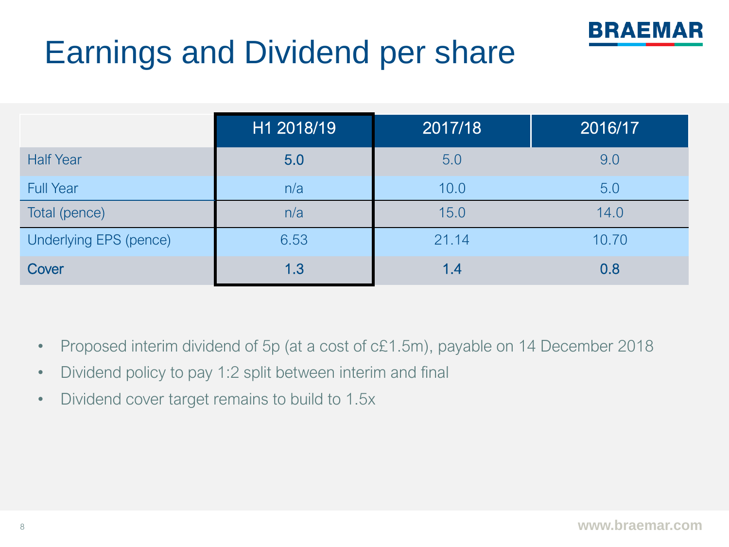# Earnings and Dividend per share

| | H1 2018/19 | 2017/18 | 2016/17 |
|---|---|---|---|
| Half Year | 5.0 | 5.0 | 9.0 |
| Full Year | n/a | 10.0 | 5.0 |
| Total (pence) | n/a | 15.0 | 14.0 |
| Underlying EPS (pence) | 6.53 | 21.14 | 10.70 |
| **Cover** | **1.3** | **1.4** | **0.8** |

- Proposed interim dividend of 5p (at a cost of c£1.5m), payable on 14 December 2018
- Dividend policy to pay 1:2 split between interim and final
- Dividend cover target remains to build to 1.5x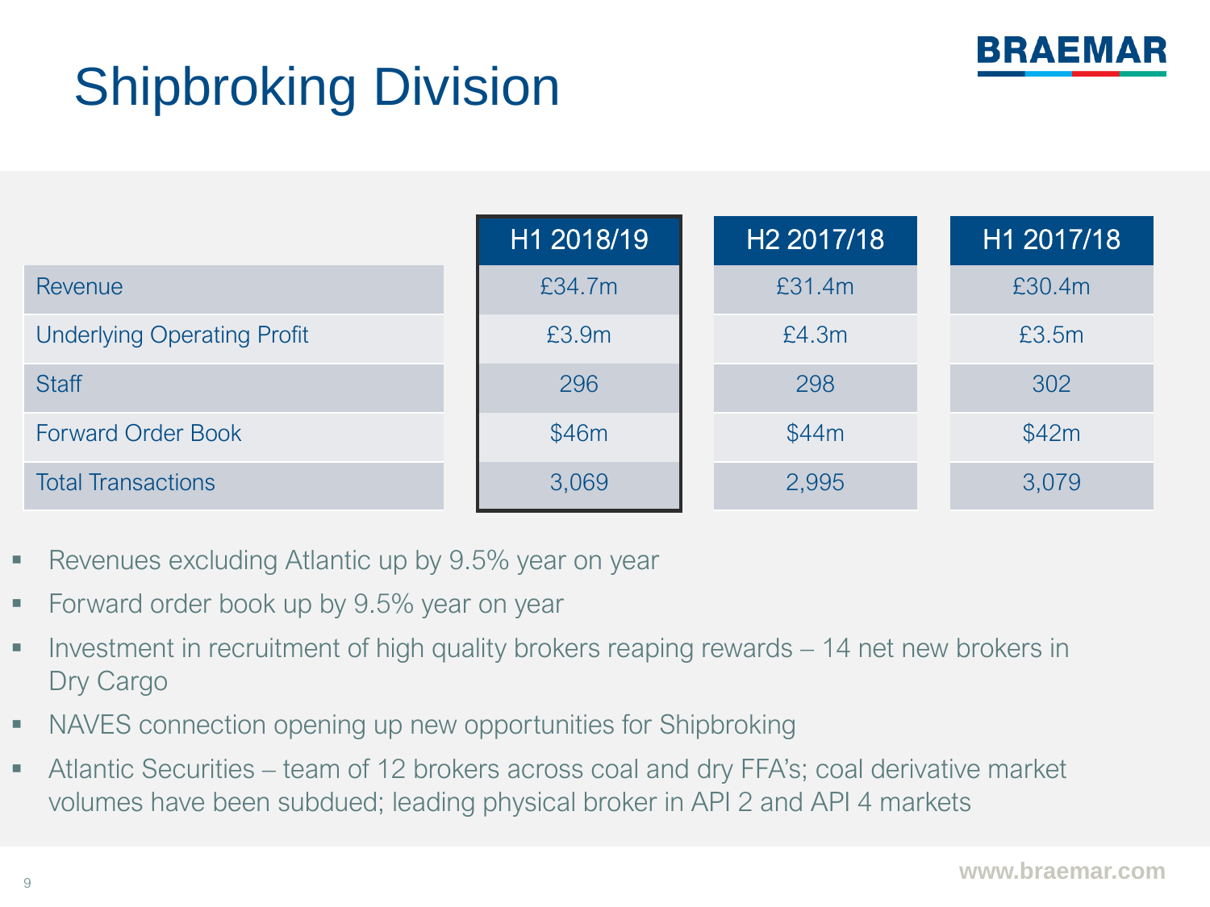# Shipbroking Division

| | H1 2018/19 | H2 2017/18 | H1 2017/18 |
|---|---|---|---|
| Revenue | £34.7m | £31.4m | £30.4m |
| Underlying Operating Profit | £3.9m | £4.3m | £3.5m |
| Staff | 296 | 298 | 302 |
| Forward Order Book | $46m | $44m | $42m |
| Total Transactions | 3,069 | 2,995 | 3,079 |

- Revenues excluding Atlantic up by 9.5% year on year
- Forward order book up by 9.5% year on year
- Investment in recruitment of high quality brokers reaping rewards – 14 net new brokers in Dry Cargo
- NAVES connection opening up new opportunities for Shipbroking
- Atlantic Securities – team of 12 brokers across coal and dry FFA's; coal derivative market volumes have been subdued; leading physical broker in API 2 and API 4 markets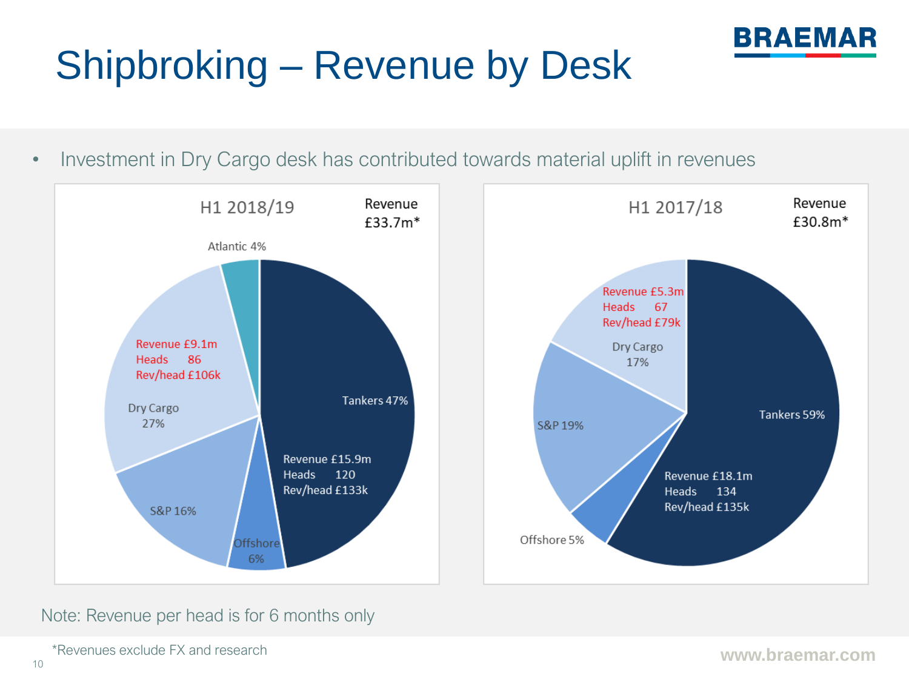# Shipbroking – Revenue by Desk

- Investment in Dry Cargo desk has contributed towards material uplift in revenues

H1 2018/19

Revenue £33.7m*

Atlantic 4%

Revenue £9.1m
Heads 86
Rev/head £106k

Dry Cargo 27%

Tankers 47%

Revenue £15.9m
Heads 120
Rev/head £133k

S&P 16%

Offshore 6%

H1 2017/18

Revenue £30.8m*

Revenue £5.3m
Heads 67
Rev/head £79k

Dry Cargo 17%

S&P 19%

Tankers 59%

Revenue £18.1m
Heads 134
Rev/head £135k

Offshore 5%

Note: Revenue per head is for 6 months only

*Revenues exclude FX and research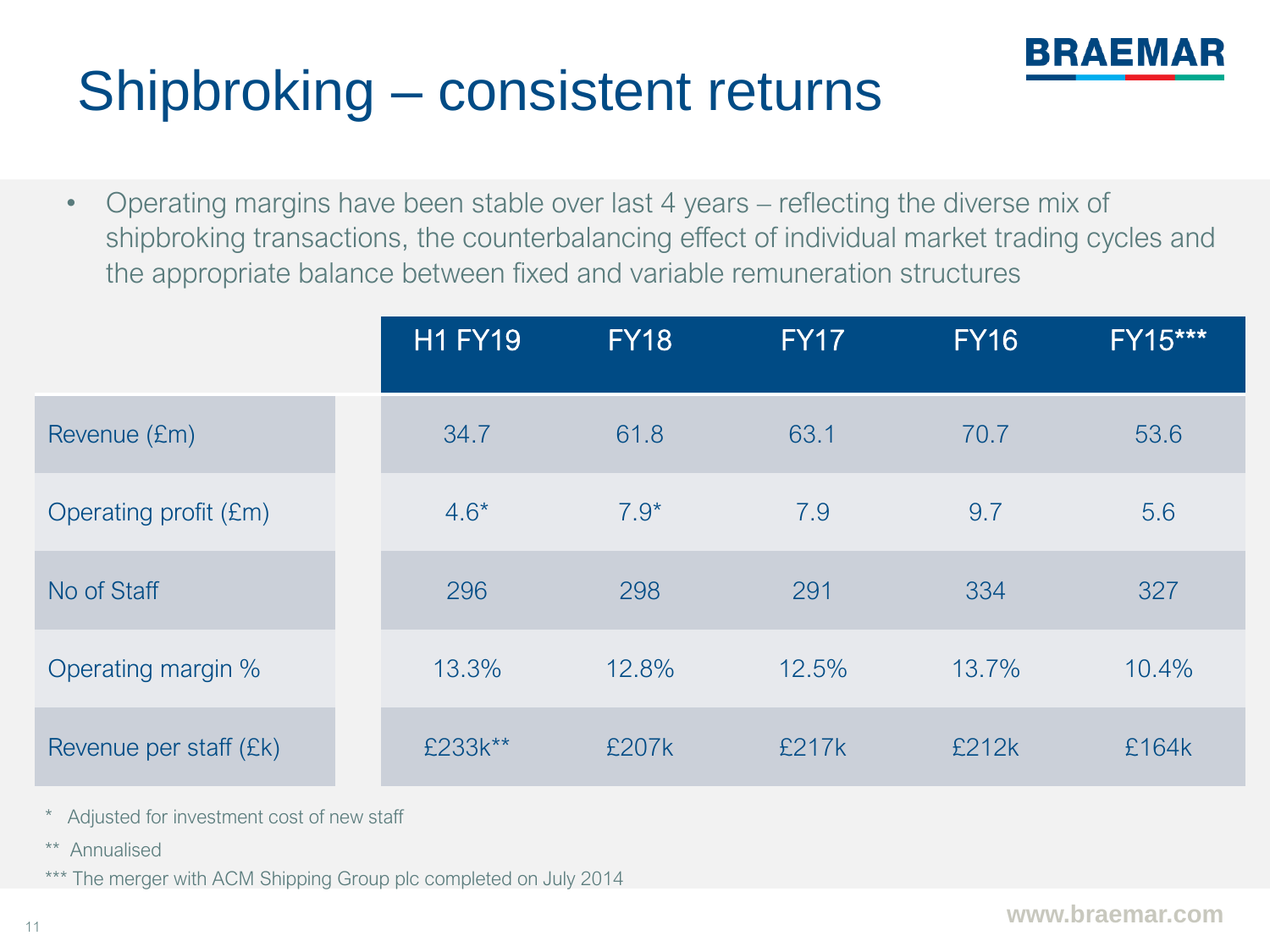# Shipbroking – consistent returns

- Operating margins have been stable over last 4 years – reflecting the diverse mix of shipbroking transactions, the counterbalancing effect of individual market trading cycles and the appropriate balance between fixed and variable remuneration structures

| | H1 FY19 | FY18 | FY17 | FY16 | FY15*** |
|---|---|---|---|---|---|
| Revenue (£m) | 34.7 | 61.8 | 63.1 | 70.7 | 53.6 |
| Operating profit (£m) | 4.6* | 7.9* | 7.9 | 9.7 | 5.6 |
| No of Staff | 296 | 298 | 291 | 334 | 327 |
| Operating margin % | 13.3% | 12.8% | 12.5% | 13.7% | 10.4% |
| Revenue per staff (£k) | £233k** | £207k | £217k | £212k | £164k |

\* Adjusted for investment cost of new staff

** Annualised

*** The merger with ACM Shipping Group plc completed on July 2014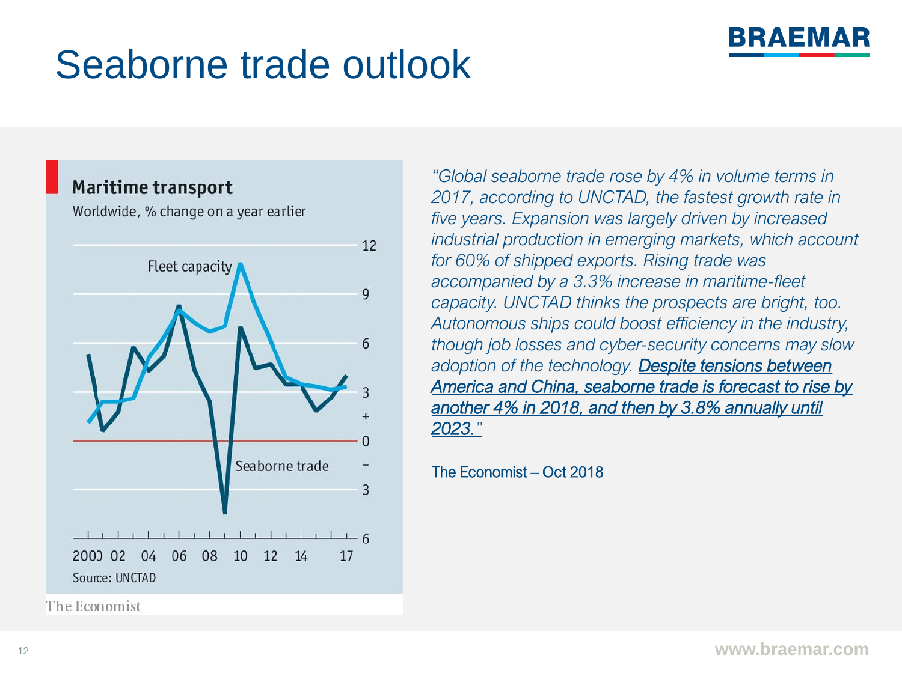# Seaborne trade outlook

**Maritime transport**

Worldwide, % change on a year earlier

Fleet capacity

Seaborne trade

12
9
6
3
+
0
−
3
6

2000 02 04 06 08 10 12 14 17

Source: UNCTAD

The Economist

*"Global seaborne trade rose by 4% in volume terms in 2017, according to UNCTAD, the fastest growth rate in five years. Expansion was largely driven by increased industrial production in emerging markets, which account for 60% of shipped exports. Rising trade was accompanied by a 3.3% increase in maritime-fleet capacity. UNCTAD thinks the prospects are bright, too. Autonomous ships could boost efficiency in the industry, though job losses and cyber-security concerns may slow adoption of the technology. Despite tensions between America and China, seaborne trade is forecast to rise by another 4% in 2018, and then by 3.8% annually until 2023."*

The Economist – Oct 2018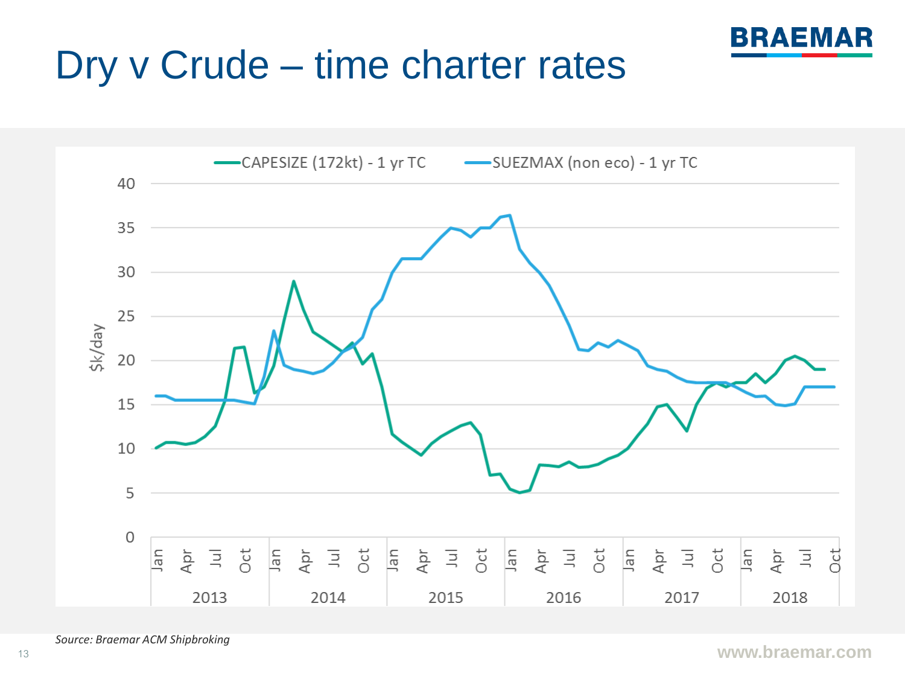# Dry v Crude – time charter rates

CAPESIZE (172kt) - 1 yr TC
SUEZMAX (non eco) - 1 yr TC

$k/day

40
35
30
25
20
15
10
5
0

Jan Apr Jul Oct Jan Apr Jul Oct Jan Apr Jul Oct Jan Apr Jul Oct Jan Apr Jul Oct Jan Apr Jul Oct

2013 2014 2015 2016 2017 2018

*Source: Braemar ACM Shipbroking*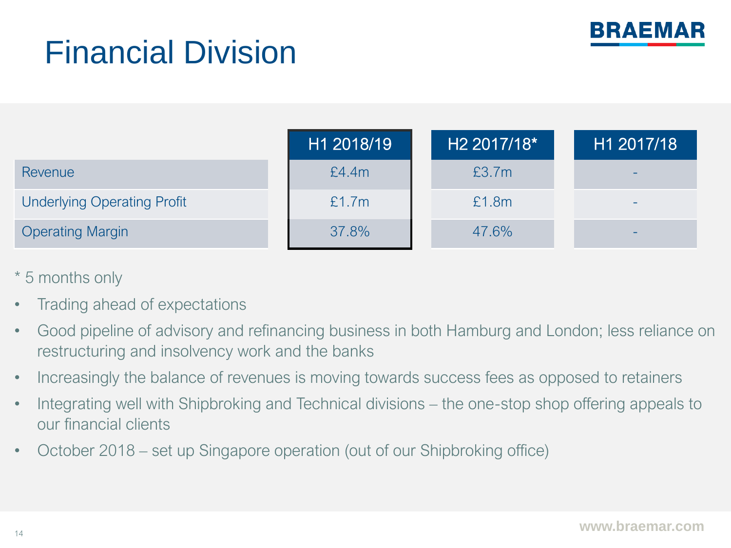# Financial Division

| | H1 2018/19 | H2 2017/18* | H1 2017/18 |
|---|---|---|---|
| Revenue | £4.4m | £3.7m | - |
| Underlying Operating Profit | £1.7m | £1.8m | - |
| Operating Margin | 37.8% | 47.6% | - |

* 5 months only

- Trading ahead of expectations
- Good pipeline of advisory and refinancing business in both Hamburg and London; less reliance on restructuring and insolvency work and the banks
- Increasingly the balance of revenues is moving towards success fees as opposed to retainers
- Integrating well with Shipbroking and Technical divisions – the one-stop shop offering appeals to our financial clients
- October 2018 – set up Singapore operation (out of our Shipbroking office)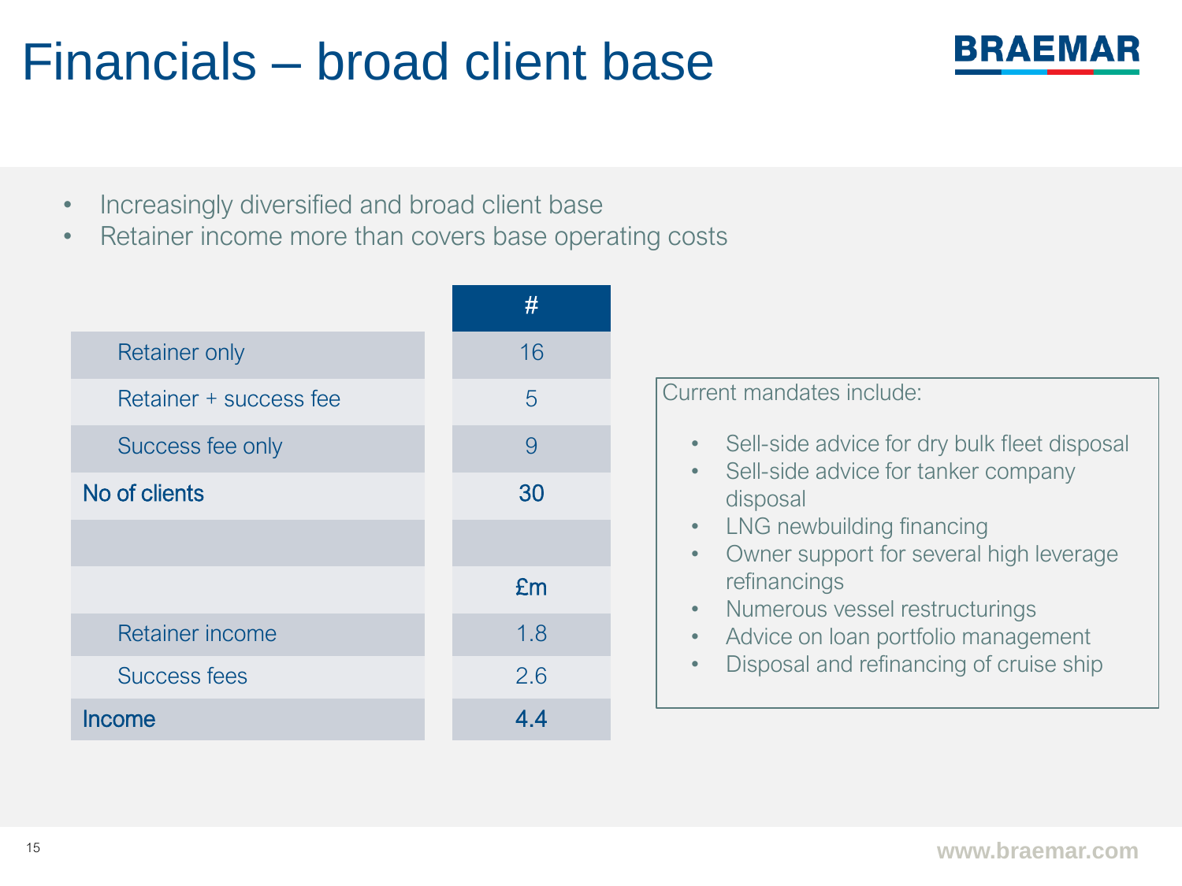# Financials – broad client base

- Increasingly diversified and broad client base
- Retainer income more than covers base operating costs

| | # |
|---|---|
| Retainer only | 16 |
| Retainer + success fee | 5 |
| Success fee only | 9 |
| **No of clients** | **30** |
| | |
| | **£m** |
| Retainer income | 1.8 |
| Success fees | 2.6 |
| **Income** | **4.4** |

Current mandates include:

- Sell-side advice for dry bulk fleet disposal
- Sell-side advice for tanker company disposal
- LNG newbuilding financing
- Owner support for several high leverage refinancings
- Numerous vessel restructurings
- Advice on loan portfolio management
- Disposal and refinancing of cruise ship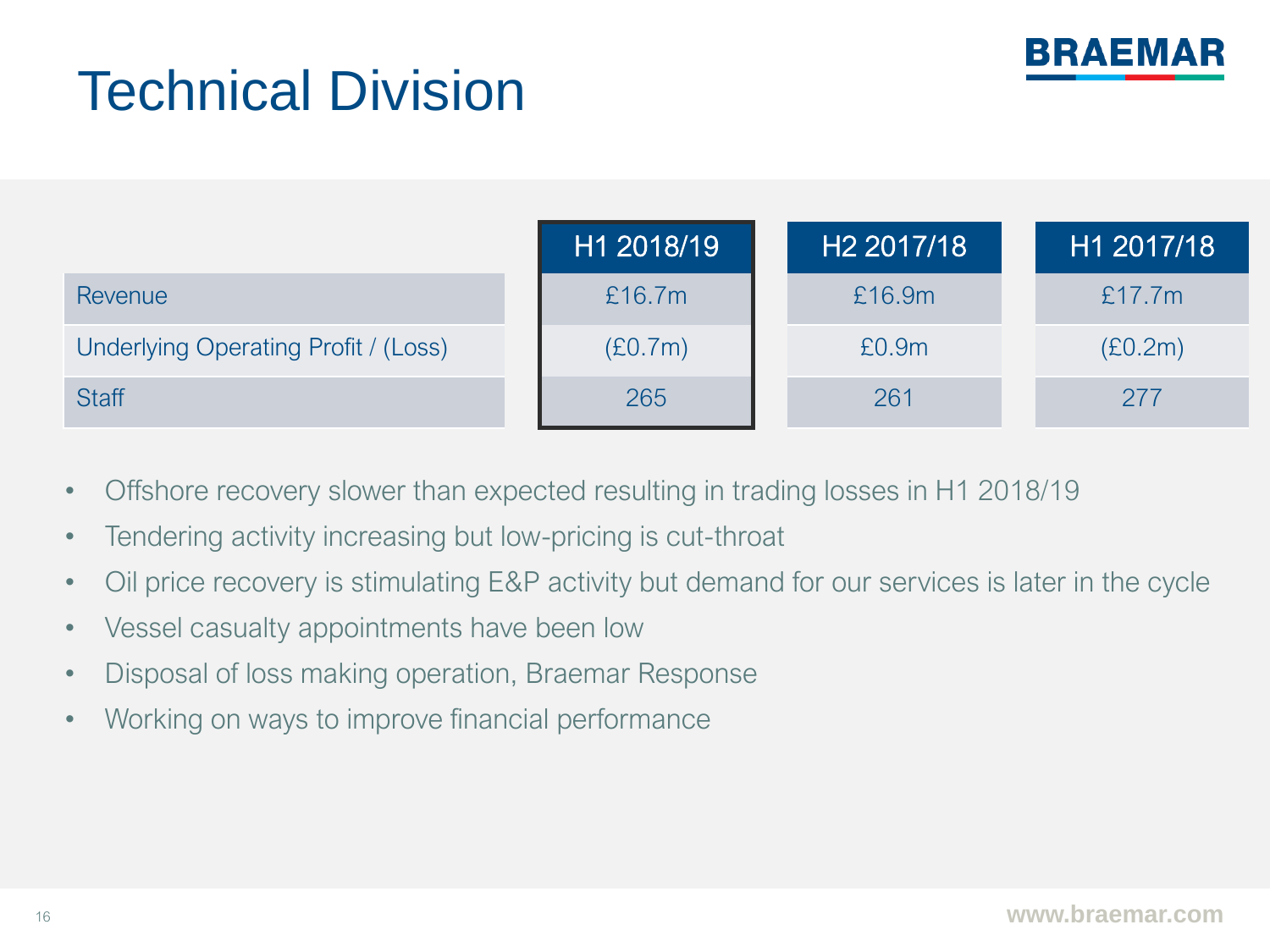# Technical Division

| | H1 2018/19 | H2 2017/18 | H1 2017/18 |
|---|---|---|---|
| Revenue | £16.7m | £16.9m | £17.7m |
| Underlying Operating Profit / (Loss) | (£0.7m) | £0.9m | (£0.2m) |
| Staff | 265 | 261 | 277 |

- Offshore recovery slower than expected resulting in trading losses in H1 2018/19
- Tendering activity increasing but low-pricing is cut-throat
- Oil price recovery is stimulating E&P activity but demand for our services is later in the cycle
- Vessel casualty appointments have been low
- Disposal of loss making operation, Braemar Response
- Working on ways to improve financial performance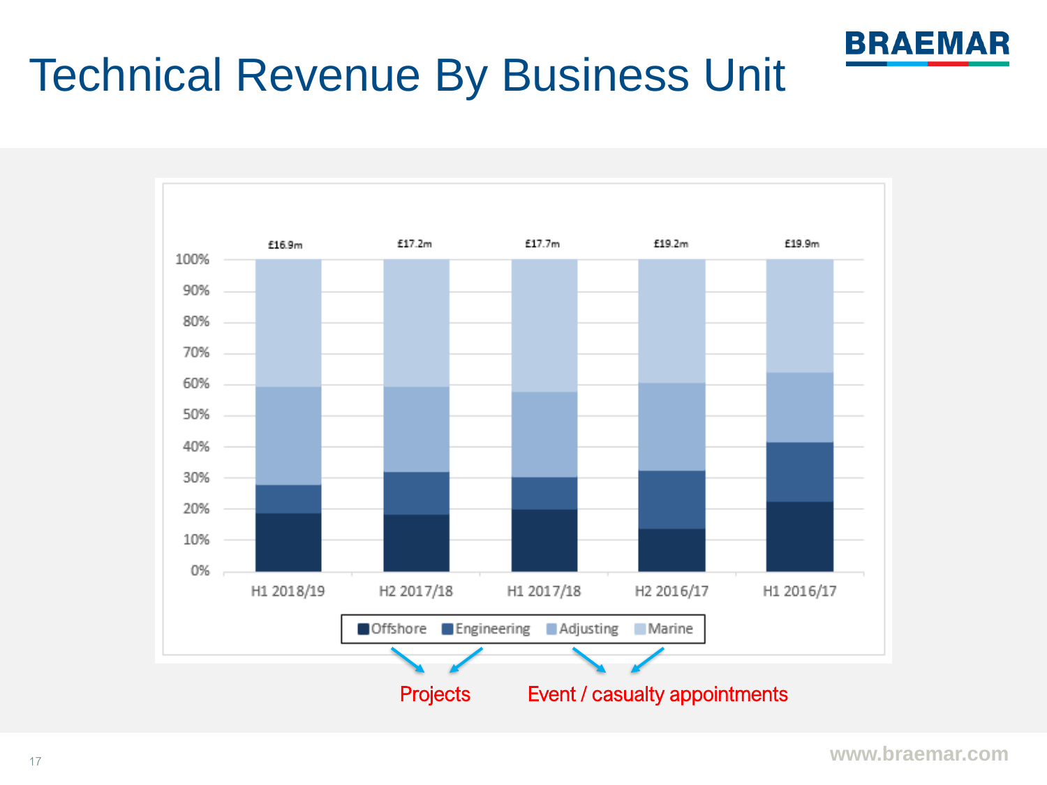# Technical Revenue By Business Unit

£16.9m £17.2m £17.7m £19.2m £19.9m

100% 90% 80% 70% 60% 50% 40% 30% 20% 10% 0%

H1 2018/19 H2 2017/18 H1 2017/18 H2 2016/17 H1 2016/17

Offshore Engineering Adjusting Marine

Projects

Event / casualty appointments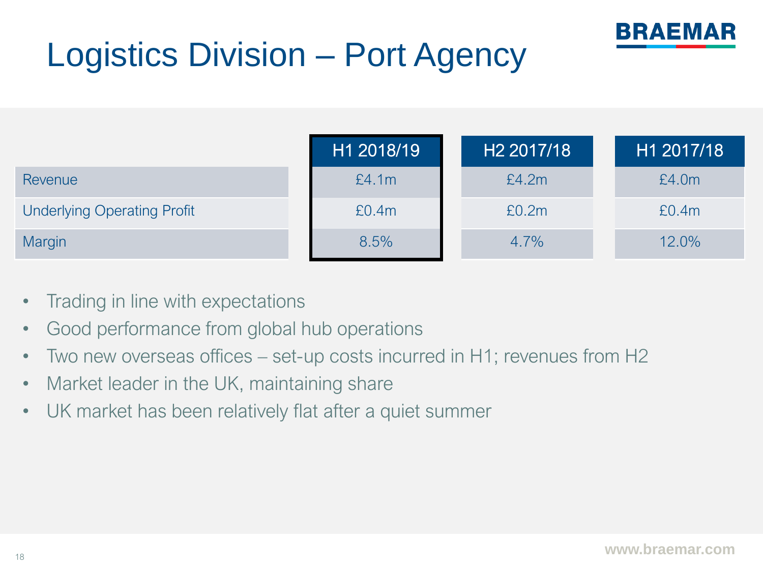# Logistics Division – Port Agency

| | H1 2018/19 | H2 2017/18 | H1 2017/18 |
|---|---|---|---|
| Revenue | £4.1m | £4.2m | £4.0m |
| Underlying Operating Profit | £0.4m | £0.2m | £0.4m |
| Margin | 8.5% | 4.7% | 12.0% |

- Trading in line with expectations
- Good performance from global hub operations
- Two new overseas offices – set-up costs incurred in H1; revenues from H2
- Market leader in the UK, maintaining share
- UK market has been relatively flat after a quiet summer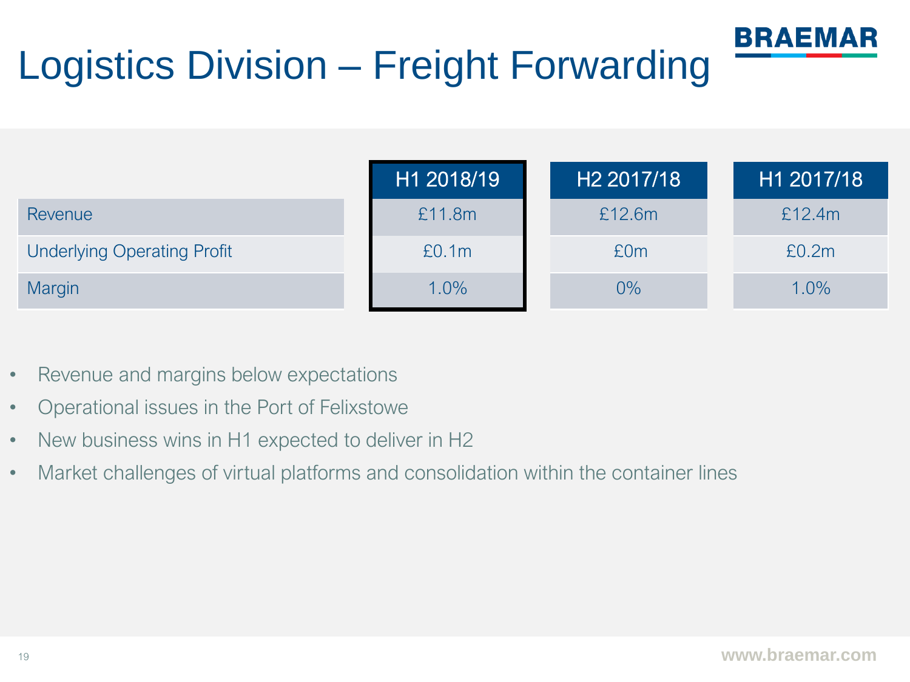# Logistics Division – Freight Forwarding

| | H1 2018/19 | H2 2017/18 | H1 2017/18 |
|---|---|---|---|
| Revenue | £11.8m | £12.6m | £12.4m |
| Underlying Operating Profit | £0.1m | £0m | £0.2m |
| Margin | 1.0% | 0% | 1.0% |

- Revenue and margins below expectations
- Operational issues in the Port of Felixstowe
- New business wins in H1 expected to deliver in H2
- Market challenges of virtual platforms and consolidation within the container lines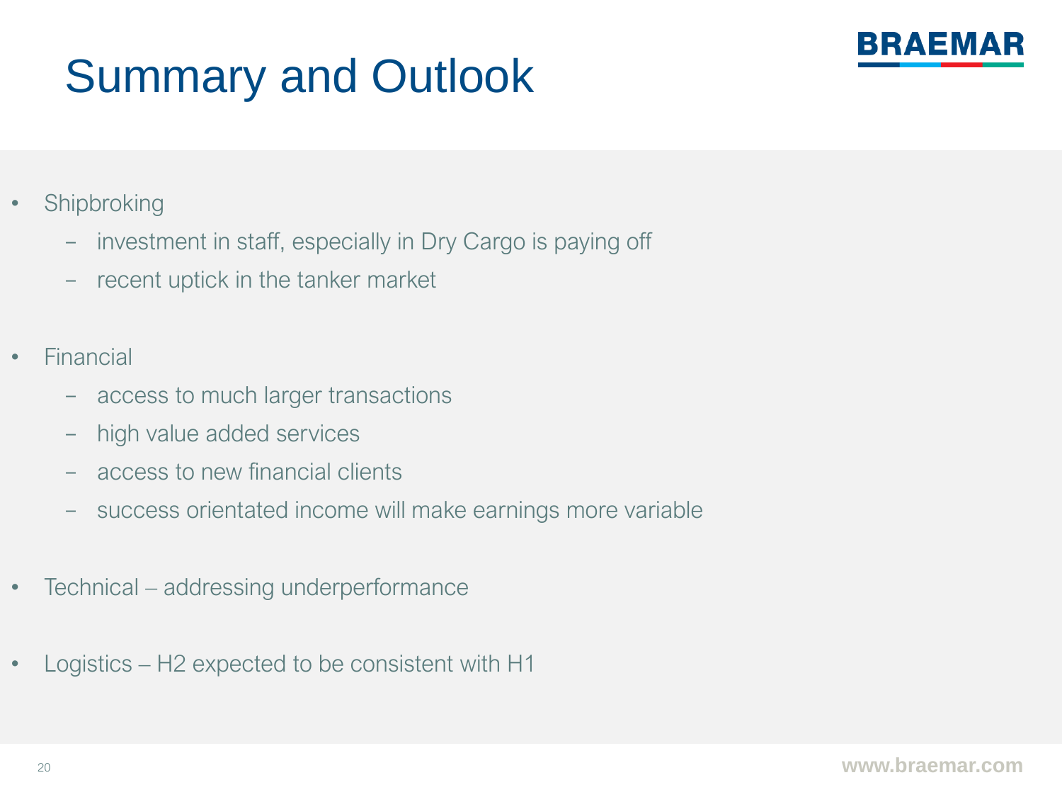# Summary and Outlook

- Shipbroking
  - investment in staff, especially in Dry Cargo is paying off
  - recent uptick in the tanker market
- Financial
  - access to much larger transactions
  - high value added services
  - access to new financial clients
  - success orientated income will make earnings more variable
- Technical – addressing underperformance
- Logistics – H2 expected to be consistent with H1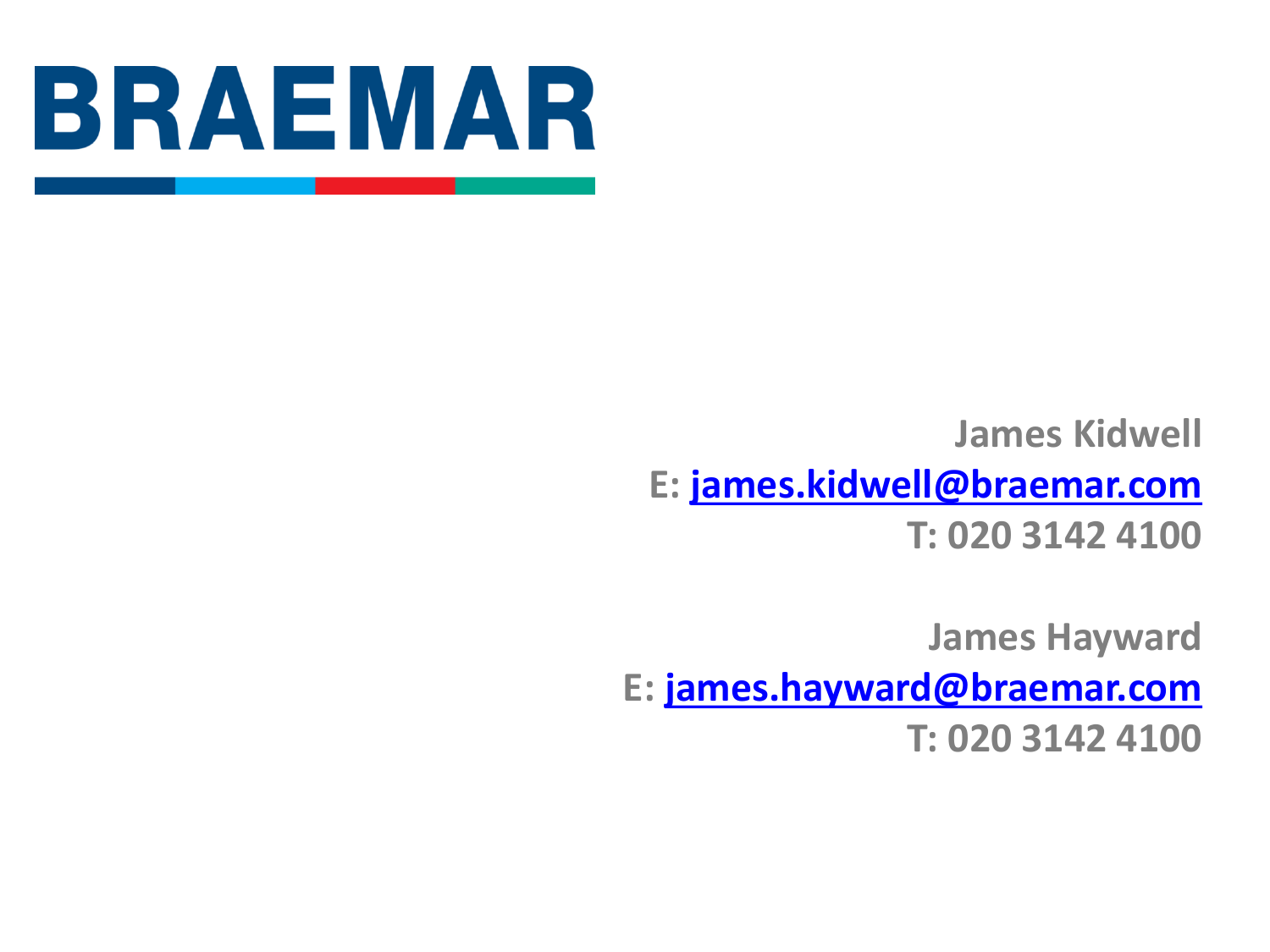# BRAEMAR

**James Kidwell**
**E: [james.kidwell@braemar.com](mailto:james.kidwell@braemar.com)**
**T: 020 3142 4100**

**James Hayward**
**E: [james.hayward@braemar.com](mailto:james.hayward@braemar.com)**
**T: 020 3142 4100**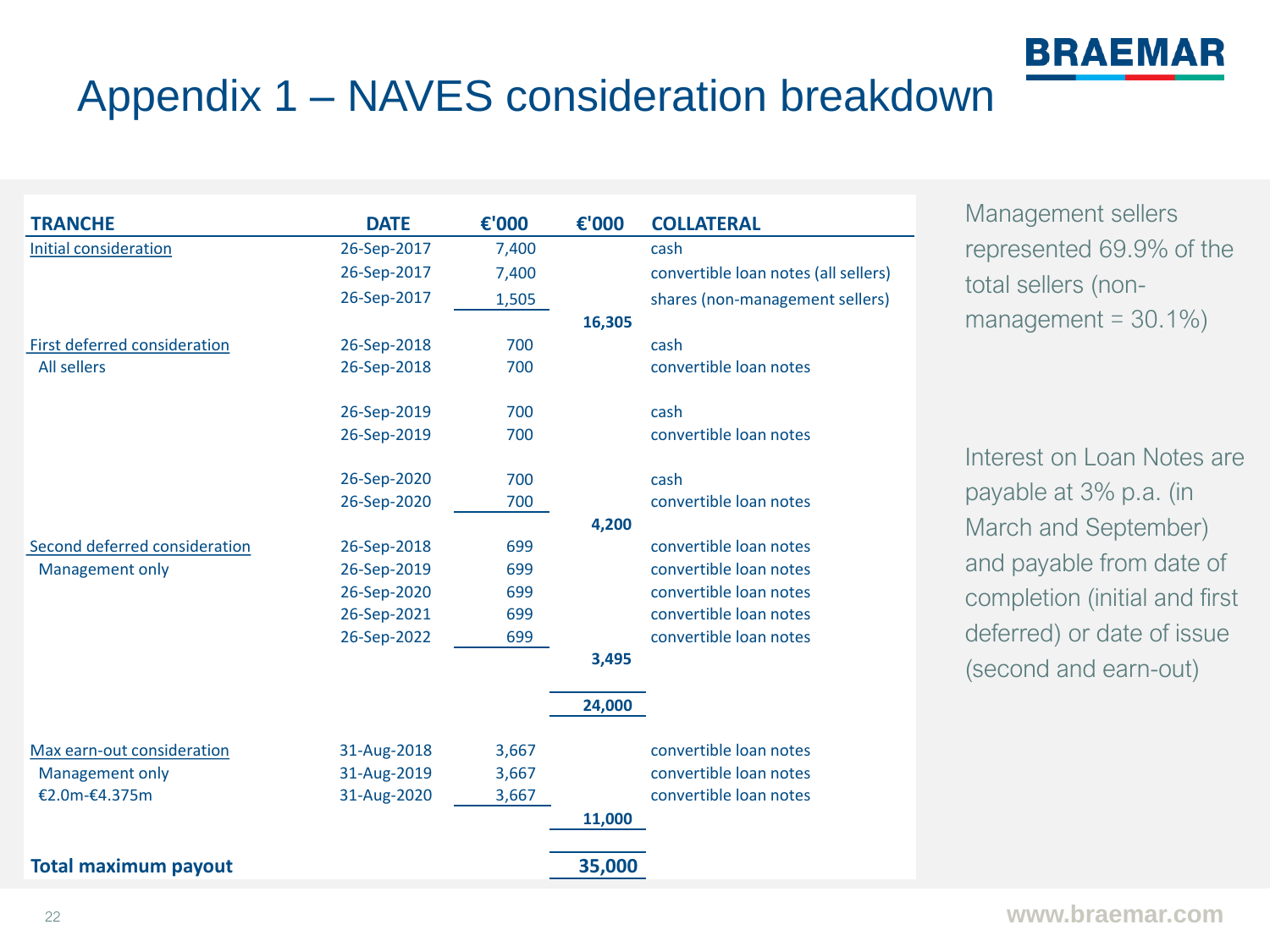# Appendix 1 – NAVES consideration breakdown

| TRANCHE | DATE | €'000 | €'000 | COLLATERAL |
|---|---|---|---|---|
| Initial consideration | 26-Sep-2017 | 7,400 | | cash |
| | 26-Sep-2017 | 7,400 | | convertible loan notes (all sellers) |
| | 26-Sep-2017 | 1,505 | | shares (non-management sellers) |
| | | | **16,305** | |
| First deferred consideration | 26-Sep-2018 | 700 | | cash |
| All sellers | 26-Sep-2018 | 700 | | convertible loan notes |
| | 26-Sep-2019 | 700 | | cash |
| | 26-Sep-2019 | 700 | | convertible loan notes |
| | 26-Sep-2020 | 700 | | cash |
| | 26-Sep-2020 | 700 | | convertible loan notes |
| | | | **4,200** | |
| Second deferred consideration | 26-Sep-2018 | 699 | | convertible loan notes |
| Management only | 26-Sep-2019 | 699 | | convertible loan notes |
| | 26-Sep-2020 | 699 | | convertible loan notes |
| | 26-Sep-2021 | 699 | | convertible loan notes |
| | 26-Sep-2022 | 699 | | convertible loan notes |
| | | | **3,495** | |
| | | | **24,000** | |
| Max earn-out consideration | 31-Aug-2018 | 3,667 | | convertible loan notes |
| Management only | 31-Aug-2019 | 3,667 | | convertible loan notes |
| €2.0m-€4.375m | 31-Aug-2020 | 3,667 | | convertible loan notes |
| | | | **11,000** | |
| **Total maximum payout** | | | **35,000** | |

Management sellers represented 69.9% of the total sellers (non-management = 30.1%)

Interest on Loan Notes are payable at 3% p.a. (in March and September) and payable from date of completion (initial and first deferred) or date of issue (second and earn-out)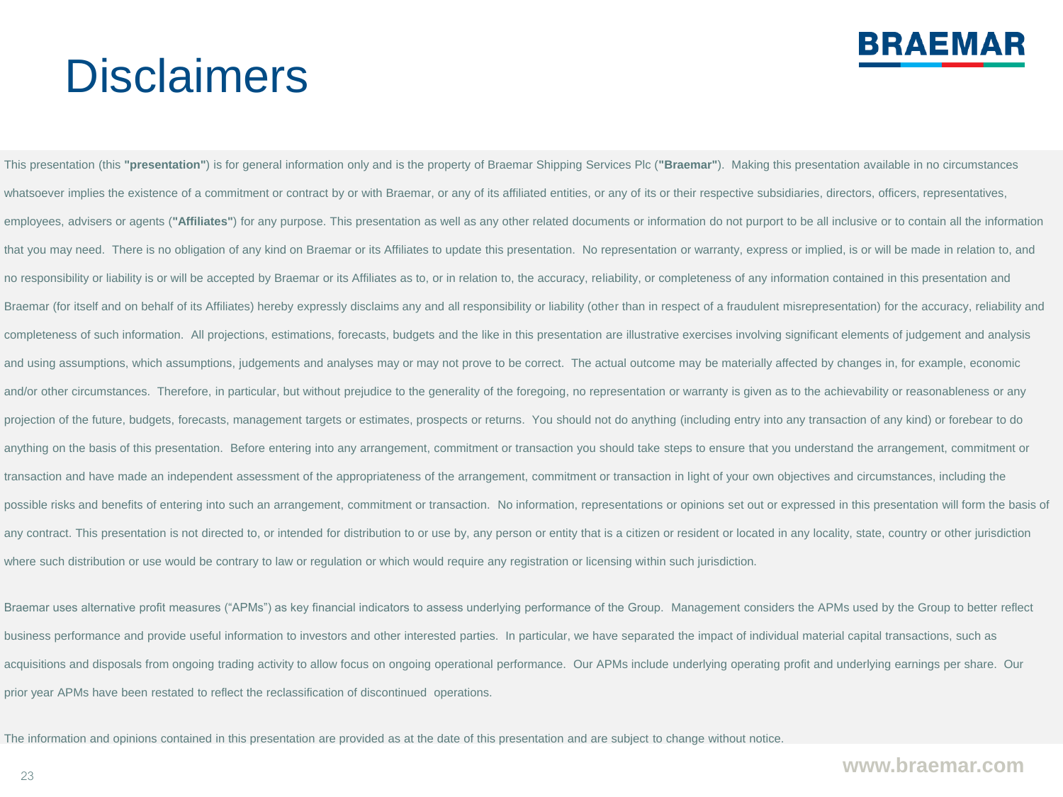# Disclaimers

This presentation (this **"presentation"**) is for general information only and is the property of Braemar Shipping Services Plc (**"Braemar"**). Making this presentation available in no circumstances whatsoever implies the existence of a commitment or contract by or with Braemar, or any of its affiliated entities, or any of its or their respective subsidiaries, directors, officers, representatives, employees, advisers or agents (**"Affiliates"**) for any purpose. This presentation as well as any other related documents or information do not purport to be all inclusive or to contain all the information that you may need. There is no obligation of any kind on Braemar or its Affiliates to update this presentation. No representation or warranty, express or implied, is or will be made in relation to, and no responsibility or liability is or will be accepted by Braemar or its Affiliates as to, or in relation to, the accuracy, reliability, or completeness of any information contained in this presentation and Braemar (for itself and on behalf of its Affiliates) hereby expressly disclaims any and all responsibility or liability (other than in respect of a fraudulent misrepresentation) for the accuracy, reliability and completeness of such information. All projections, estimations, forecasts, budgets and the like in this presentation are illustrative exercises involving significant elements of judgement and analysis and using assumptions, which assumptions, judgements and analyses may or may not prove to be correct. The actual outcome may be materially affected by changes in, for example, economic and/or other circumstances. Therefore, in particular, but without prejudice to the generality of the foregoing, no representation or warranty is given as to the achievability or reasonableness or any projection of the future, budgets, forecasts, management targets or estimates, prospects or returns. You should not do anything (including entry into any transaction of any kind) or forebear to do anything on the basis of this presentation. Before entering into any arrangement, commitment or transaction you should take steps to ensure that you understand the arrangement, commitment or transaction and have made an independent assessment of the appropriateness of the arrangement, commitment or transaction in light of your own objectives and circumstances, including the possible risks and benefits of entering into such an arrangement, commitment or transaction. No information, representations or opinions set out or expressed in this presentation will form the basis of any contract. This presentation is not directed to, or intended for distribution to or use by, any person or entity that is a citizen or resident or located in any locality, state, country or other jurisdiction where such distribution or use would be contrary to law or regulation or which would require any registration or licensing within such jurisdiction.

Braemar uses alternative profit measures ("APMs") as key financial indicators to assess underlying performance of the Group. Management considers the APMs used by the Group to better reflect business performance and provide useful information to investors and other interested parties. In particular, we have separated the impact of individual material capital transactions, such as acquisitions and disposals from ongoing trading activity to allow focus on ongoing operational performance. Our APMs include underlying operating profit and underlying earnings per share. Our prior year APMs have been restated to reflect the reclassification of discontinued operations.

The information and opinions contained in this presentation are provided as at the date of this presentation and are subject to change without notice.

www.braemar.com